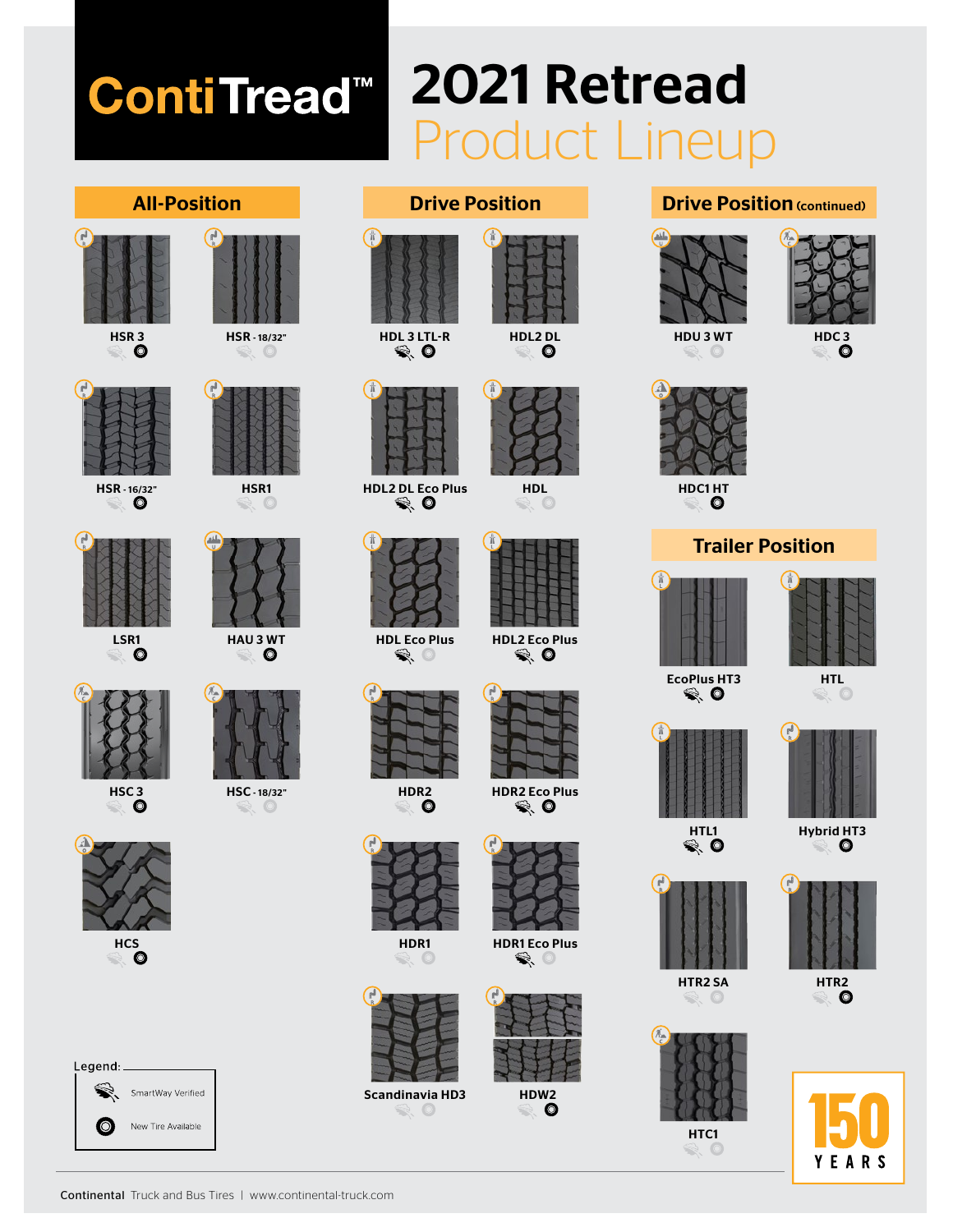# ContiTread™ 2021 Retread Product Lineup

## All-Position

- HSR 3
- HSR - 18/32"
- HSR - 16/32"
- HSR1
- LSR1
- HAU 3 WT
- HSC 3
- HSC - 18/32"
- HCS

## Drive Position

- HDL 3 LTL-R
- HDL2 DL
- HDL2 DL Eco Plus
- HDL
- HDL Eco Plus
- HDL2 Eco Plus
- HDR2
- HDR2 Eco Plus
- HDR1
- HDR1 Eco Plus
- Scandinavia HD3
- HDW2

## Drive Position (continued)

- HDU 3 WT
- HDC 3
- HDC1 HT

## Trailer Position

- EcoPlus HT3
- HTL
- HTL1
- Hybrid HT3
- HTR2 SA
- HTR2
- HTC1

Legend:

- SmartWay Verified
- New Tire Available

150 YEARS

Continental Truck and Bus Tires | www.continental-truck.com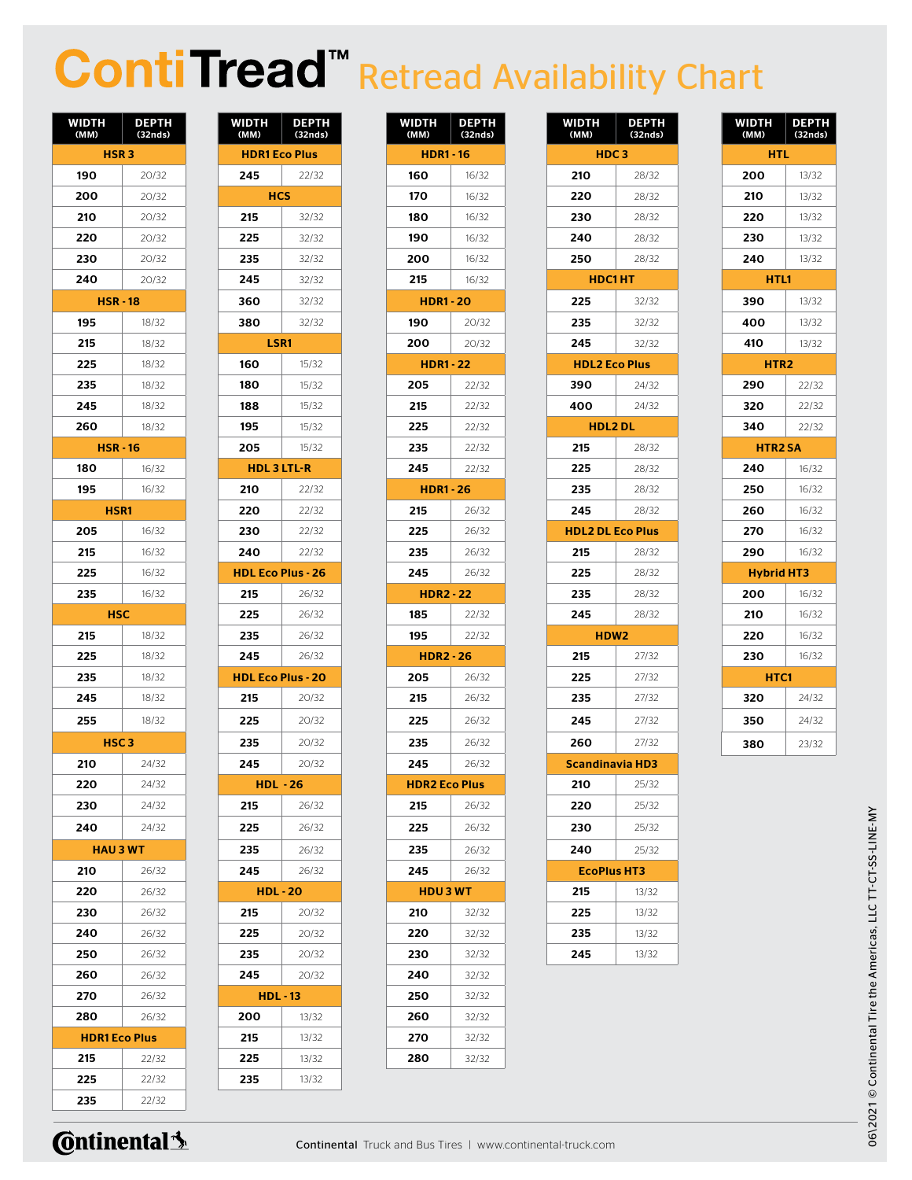# ContiTread™ Retread Availability Chart

| WIDTH (MM) | DEPTH (32nds) |
|---|---|
| **HSR 3** | |
| 190 | 20/32 |
| 200 | 20/32 |
| 210 | 20/32 |
| 220 | 20/32 |
| 230 | 20/32 |
| 240 | 20/32 |
| **HSR - 18** | |
| 195 | 18/32 |
| 215 | 18/32 |
| 225 | 18/32 |
| 235 | 18/32 |
| 245 | 18/32 |
| 260 | 18/32 |
| **HSR - 16** | |
| 180 | 16/32 |
| 195 | 16/32 |
| **HSR1** | |
| 205 | 16/32 |
| 215 | 16/32 |
| 225 | 16/32 |
| 235 | 16/32 |
| **HSC** | |
| 215 | 18/32 |
| 225 | 18/32 |
| 235 | 18/32 |
| 245 | 18/32 |
| 255 | 18/32 |
| **HSC 3** | |
| 210 | 24/32 |
| 220 | 24/32 |
| 230 | 24/32 |
| 240 | 24/32 |
| **HAU 3 WT** | |
| 210 | 26/32 |
| 220 | 26/32 |
| 230 | 26/32 |
| 240 | 26/32 |
| 250 | 26/32 |
| 260 | 26/32 |
| 270 | 26/32 |
| 280 | 26/32 |
| **HDR1 Eco Plus** | |
| 215 | 22/32 |
| 225 | 22/32 |
| 235 | 22/32 |

| WIDTH (MM) | DEPTH (32nds) |
|---|---|
| **HDR1 Eco Plus** | |
| 245 | 22/32 |
| **HCS** | |
| 215 | 32/32 |
| 225 | 32/32 |
| 235 | 32/32 |
| 245 | 32/32 |
| 360 | 32/32 |
| 380 | 32/32 |
| **LSR1** | |
| 160 | 15/32 |
| 180 | 15/32 |
| 188 | 15/32 |
| 195 | 15/32 |
| 205 | 15/32 |
| **HDL 3 LTL-R** | |
| 210 | 22/32 |
| 220 | 22/32 |
| 230 | 22/32 |
| 240 | 22/32 |
| **HDL Eco Plus - 26** | |
| 215 | 26/32 |
| 225 | 26/32 |
| 235 | 26/32 |
| 245 | 26/32 |
| **HDL Eco Plus - 20** | |
| 215 | 20/32 |
| 225 | 20/32 |
| 235 | 20/32 |
| 245 | 20/32 |
| **HDL - 26** | |
| 215 | 26/32 |
| 225 | 26/32 |
| 235 | 26/32 |
| 245 | 26/32 |
| **HDL - 20** | |
| 215 | 20/32 |
| 225 | 20/32 |
| 235 | 20/32 |
| 245 | 20/32 |
| **HDL - 13** | |
| 200 | 13/32 |
| 215 | 13/32 |
| 225 | 13/32 |
| 235 | 13/32 |

| WIDTH (MM) | DEPTH (32nds) |
|---|---|
| **HDR1 - 16** | |
| 160 | 16/32 |
| 170 | 16/32 |
| 180 | 16/32 |
| 190 | 16/32 |
| 200 | 16/32 |
| 215 | 16/32 |
| **HDR1 - 20** | |
| 190 | 20/32 |
| 200 | 20/32 |
| **HDR1 - 22** | |
| 205 | 22/32 |
| 215 | 22/32 |
| 225 | 22/32 |
| 235 | 22/32 |
| 245 | 22/32 |
| **HDR1 - 26** | |
| 215 | 26/32 |
| 225 | 26/32 |
| 235 | 26/32 |
| 245 | 26/32 |
| **HDR2 - 22** | |
| 185 | 22/32 |
| 195 | 22/32 |
| **HDR2 - 26** | |
| 205 | 26/32 |
| 215 | 26/32 |
| 225 | 26/32 |
| 235 | 26/32 |
| 245 | 26/32 |
| **HDR2 Eco Plus** | |
| 215 | 26/32 |
| 225 | 26/32 |
| 235 | 26/32 |
| 245 | 26/32 |
| **HDU 3 WT** | |
| 210 | 32/32 |
| 220 | 32/32 |
| 230 | 32/32 |
| 240 | 32/32 |
| 250 | 32/32 |
| 260 | 32/32 |
| 270 | 32/32 |
| 280 | 32/32 |

| WIDTH (MM) | DEPTH (32nds) |
|---|---|
| **HDC 3** | |
| 210 | 28/32 |
| 220 | 28/32 |
| 230 | 28/32 |
| 240 | 28/32 |
| 250 | 28/32 |
| **HDC1 HT** | |
| 225 | 32/32 |
| 235 | 32/32 |
| 245 | 32/32 |
| **HDL2 Eco Plus** | |
| 390 | 24/32 |
| 400 | 24/32 |
| **HDL2 DL** | |
| 215 | 28/32 |
| 225 | 28/32 |
| 235 | 28/32 |
| 245 | 28/32 |
| **HDL2 DL Eco Plus** | |
| 215 | 28/32 |
| 225 | 28/32 |
| 235 | 28/32 |
| 245 | 28/32 |
| **HDW2** | |
| 215 | 27/32 |
| 225 | 27/32 |
| 235 | 27/32 |
| 245 | 27/32 |
| 260 | 27/32 |
| **Scandinavia HD3** | |
| 210 | 25/32 |
| 220 | 25/32 |
| 230 | 25/32 |
| 240 | 25/32 |
| **EcoPlus HT3** | |
| 215 | 13/32 |
| 225 | 13/32 |
| 235 | 13/32 |
| 245 | 13/32 |

| WIDTH (MM) | DEPTH (32nds) |
|---|---|
| **HTL** | |
| 200 | 13/32 |
| 210 | 13/32 |
| 220 | 13/32 |
| 230 | 13/32 |
| 240 | 13/32 |
| **HTL1** | |
| 390 | 13/32 |
| 400 | 13/32 |
| 410 | 13/32 |
| **HTR2** | |
| 290 | 22/32 |
| 320 | 22/32 |
| 340 | 22/32 |
| **HTR2 SA** | |
| 240 | 16/32 |
| 250 | 16/32 |
| 260 | 16/32 |
| 270 | 16/32 |
| 290 | 16/32 |
| **Hybrid HT3** | |
| 200 | 16/32 |
| 210 | 16/32 |
| 220 | 16/32 |
| 230 | 16/32 |
| **HTC1** | |
| 320 | 24/32 |
| 350 | 24/32 |
| 380 | 23/32 |

06\2021 © Continental Tire the Americas, LLC TT-CT-SS-LINE-MY

Continental

Continental Truck and Bus Tires | www.continental-truck.com